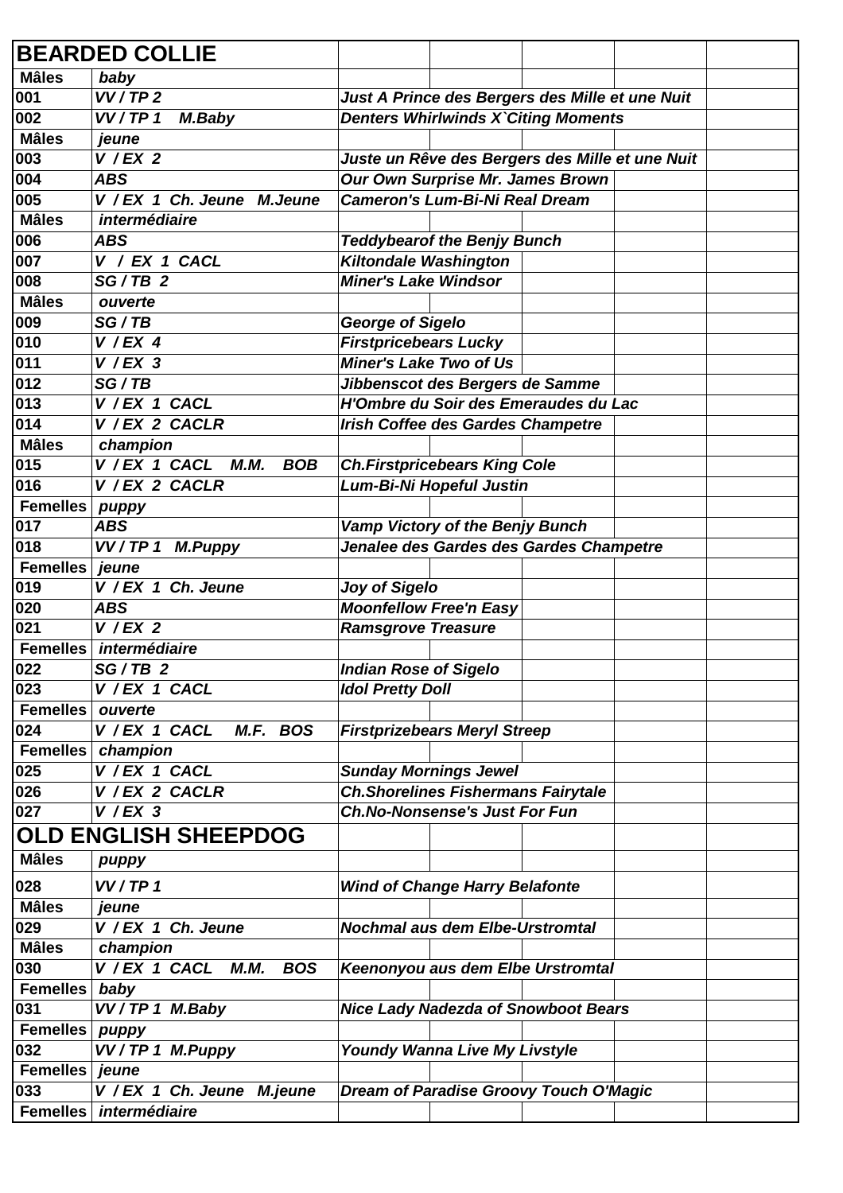| BEARDED COLLIE | | |
|---|---|---|
| **Mâles** | *baby* | |
| 001 | *VV / TP 2* | *Just A Prince des Bergers des Mille et une Nuit* |
| 002 | *VV / TP 1 M.Baby* | *Denters Whirlwinds X`Citing Moments* |
| **Mâles** | *jeune* | |
| 003 | *V / EX 2* | *Juste un Rêve des Bergers des Mille et une Nuit* |
| 004 | *ABS* | *Our Own Surprise Mr. James Brown* |
| 005 | *V / EX 1 Ch. Jeune M.Jeune* | *Cameron's Lum-Bi-Ni Real Dream* |
| **Mâles** | *intermédiaire* | |
| 006 | *ABS* | *Teddybearof the Benjy Bunch* |
| 007 | *V / EX 1 CACL* | *Kiltondale Washington* |
| 008 | *SG / TB 2* | *Miner's Lake Windsor* |
| **Mâles** | *ouverte* | |
| 009 | *SG / TB* | *George of Sigelo* |
| 010 | *V / EX 4* | *Firstpricebears Lucky* |
| 011 | *V / EX 3* | *Miner's Lake Two of Us* |
| 012 | *SG / TB* | *Jibbenscot des Bergers de Samme* |
| 013 | *V / EX 1 CACL* | *H'Ombre du Soir des Emeraudes du Lac* |
| 014 | *V / EX 2 CACLR* | *Irish Coffee des Gardes Champetre* |
| **Mâles** | *champion* | |
| 015 | *V / EX 1 CACL M.M. BOB* | *Ch.Firstpricebears King Cole* |
| 016 | *V / EX 2 CACLR* | *Lum-Bi-Ni Hopeful Justin* |
| **Femelles** | *puppy* | |
| 017 | *ABS* | *Vamp Victory of the Benjy Bunch* |
| 018 | *VV / TP 1 M.Puppy* | *Jenalee des Gardes des Gardes Champetre* |
| **Femelles** | *jeune* | |
| 019 | *V / EX 1 Ch. Jeune* | *Joy of Sigelo* |
| 020 | *ABS* | *Moonfellow Free'n Easy* |
| 021 | *V / EX 2* | *Ramsgrove Treasure* |
| **Femelles** | *intermédiaire* | |
| 022 | *SG / TB 2* | *Indian Rose of Sigelo* |
| 023 | *V / EX 1 CACL* | *Idol Pretty Doll* |
| **Femelles** | *ouverte* | |
| 024 | *V / EX 1 CACL M.F. BOS* | *Firstprizebears Meryl Streep* |
| **Femelles** | *champion* | |
| 025 | *V / EX 1 CACL* | *Sunday Mornings Jewel* |
| 026 | *V / EX 2 CACLR* | *Ch.Shorelines Fishermans Fairytale* |
| 027 | *V / EX 3* | *Ch.No-Nonsense's Just For Fun* |

| OLD ENGLISH SHEEPDOG | | |
|---|---|---|
| **Mâles** | *puppy* | |
| 028 | *VV / TP 1* | *Wind of Change Harry Belafonte* |
| **Mâles** | *jeune* | |
| 029 | *V / EX 1 Ch. Jeune* | *Nochmal aus dem Elbe-Urstromtal* |
| **Mâles** | *champion* | |
| 030 | *V / EX 1 CACL M.M. BOS* | *Keenonyou aus dem Elbe Urstromtal* |
| **Femelles** | *baby* | |
| 031 | *VV / TP 1 M.Baby* | *Nice Lady Nadezda of Snowboot Bears* |
| **Femelles** | *puppy* | |
| 032 | *VV / TP 1 M.Puppy* | *Youndy Wanna Live My Livstyle* |
| **Femelles** | *jeune* | |
| 033 | *V / EX 1 Ch. Jeune M.jeune* | *Dream of Paradise Groovy Touch O'Magic* |
| **Femelles** | *intermédiaire* | |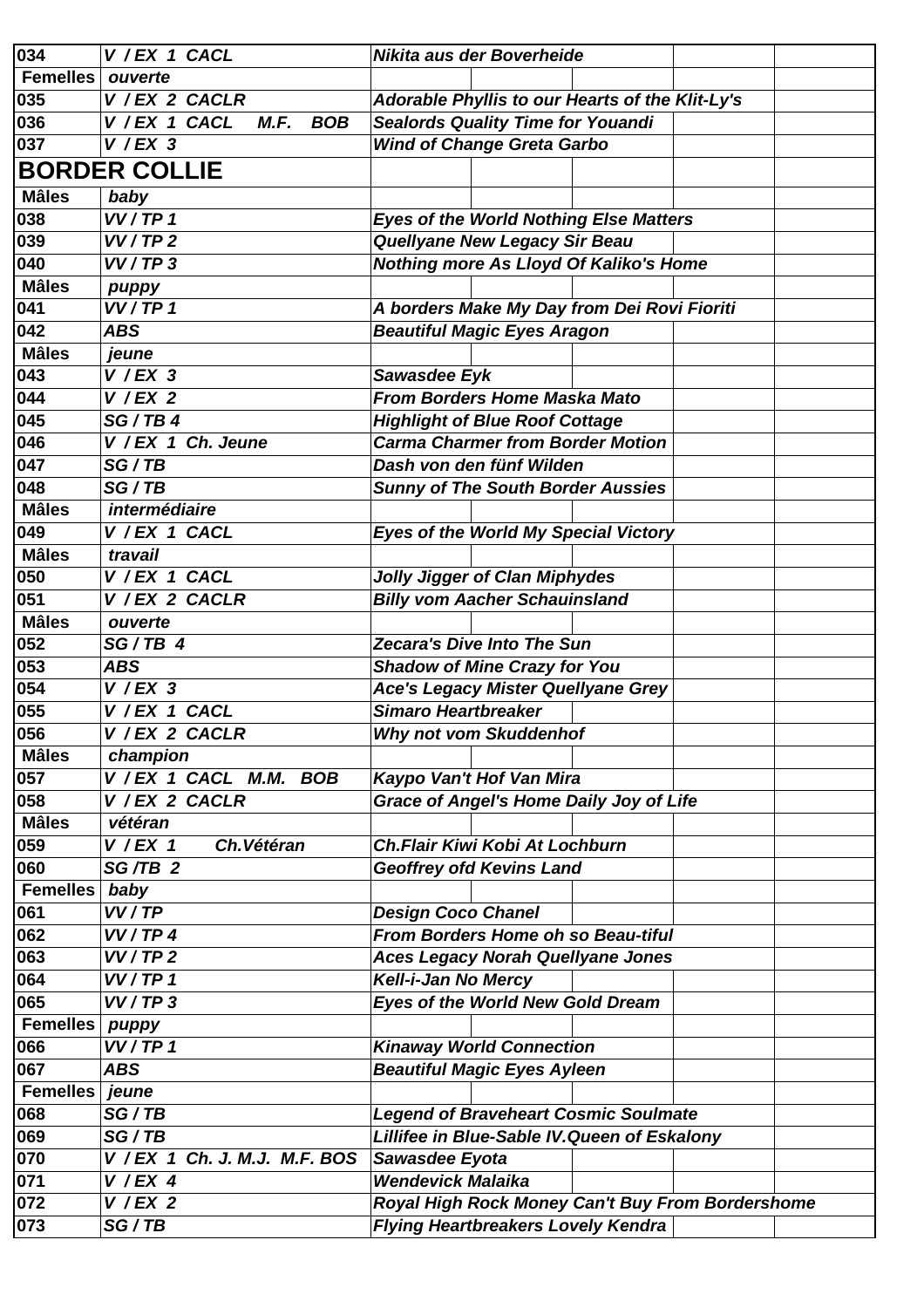| 034 | V / EX 1 CACL | Nikita aus der Boverheide |
|---|---|---|
| **Femelles** | *ouverte* | |
| 035 | V / EX 2 CACLR | Adorable Phyllis to our Hearts of the Klit-Ly's |
| 036 | V / EX 1 CACL M.F. BOB | Sealords Quality Time for Youandi |
| 037 | V / EX 3 | Wind of Change Greta Garbo |

## BORDER COLLIE

| | | |
|---|---|---|
| **Mâles** | *baby* | |
| 038 | VV / TP 1 | Eyes of the World Nothing Else Matters |
| 039 | VV / TP 2 | Quellyane New Legacy Sir Beau |
| 040 | VV / TP 3 | Nothing more As Lloyd Of Kaliko's Home |
| **Mâles** | *puppy* | |
| 041 | VV / TP 1 | A borders Make My Day from Dei Rovi Fioriti |
| 042 | ABS | Beautiful Magic Eyes Aragon |
| **Mâles** | *jeune* | |
| 043 | V / EX 3 | Sawasdee Eyk |
| 044 | V / EX 2 | From Borders Home Maska Mato |
| 045 | SG / TB 4 | Highlight of Blue Roof Cottage |
| 046 | V / EX 1 Ch. Jeune | Carma Charmer from Border Motion |
| 047 | SG / TB | Dash von den fünf Wilden |
| 048 | SG / TB | Sunny of The South Border Aussies |
| **Mâles** | *intermédiaire* | |
| 049 | V / EX 1 CACL | Eyes of the World My Special Victory |
| **Mâles** | *travail* | |
| 050 | V / EX 1 CACL | Jolly Jigger of Clan Miphydes |
| 051 | V / EX 2 CACLR | Billy vom Aacher Schauinsland |
| **Mâles** | *ouverte* | |
| 052 | SG / TB 4 | Zecara's Dive Into The Sun |
| 053 | ABS | Shadow of Mine Crazy for You |
| 054 | V / EX 3 | Ace's Legacy Mister Quellyane Grey |
| 055 | V / EX 1 CACL | Simaro Heartbreaker |
| 056 | V / EX 2 CACLR | Why not vom Skuddenhof |
| **Mâles** | *champion* | |
| 057 | V / EX 1 CACL M.M. BOB | Kaypo Van't Hof Van Mira |
| 058 | V / EX 2 CACLR | Grace of Angel's Home Daily Joy of Life |
| **Mâles** | *vétéran* | |
| 059 | V / EX 1 Ch.Vétéran | Ch.Flair Kiwi Kobi At Lochburn |
| 060 | SG /TB 2 | Geoffrey ofd Kevins Land |
| **Femelles** | *baby* | |
| 061 | VV / TP | Design Coco Chanel |
| 062 | VV / TP 4 | From Borders Home oh so Beau-tiful |
| 063 | VV / TP 2 | Aces Legacy Norah Quellyane Jones |
| 064 | VV / TP 1 | Kell-i-Jan No Mercy |
| 065 | VV / TP 3 | Eyes of the World New Gold Dream |
| **Femelles** | *puppy* | |
| 066 | VV / TP 1 | Kinaway World Connection |
| 067 | ABS | Beautiful Magic Eyes Ayleen |
| **Femelles** | *jeune* | |
| 068 | SG / TB | Legend of Braveheart Cosmic Soulmate |
| 069 | SG / TB | Lillifee in Blue-Sable IV.Queen of Eskalony |
| 070 | V / EX 1 Ch. J. M.J. M.F. BOS | Sawasdee Eyota |
| 071 | V / EX 4 | Wendevick Malaika |
| 072 | V / EX 2 | Royal High Rock Money Can't Buy From Bordershome |
| 073 | SG / TB | Flying Heartbreakers Lovely Kendra |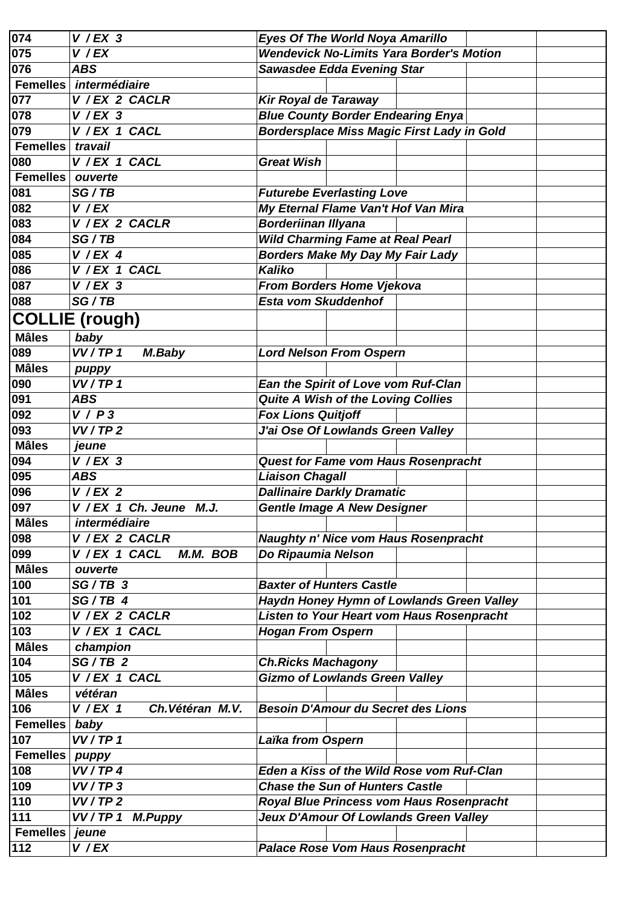| | | | | | | |
|---|---|---|---|---|---|---|
| 074 | *V / EX 3* | *Eyes Of The World Noya Amarillo* | | | | |
| 075 | *V / EX* | *Wendevick No-Limits Yara Border's Motion* | | | | |
| 076 | *ABS* | *Sawasdee Edda Evening Star* | | | | |
| **Femelles** | *intermédiaire* | | | | | |
| 077 | *V / EX 2 CACLR* | *Kir Royal de Taraway* | | | | |
| 078 | *V / EX 3* | *Blue County Border Endearing Enya* | | | | |
| 079 | *V / EX 1 CACL* | *Bordersplace Miss Magic First Lady in Gold* | | | | |
| **Femelles** | *travail* | | | | | |
| 080 | *V / EX 1 CACL* | *Great Wish* | | | | |
| **Femelles** | *ouverte* | | | | | |
| 081 | *SG / TB* | *Futurebe Everlasting Love* | | | | |
| 082 | *V / EX* | *My Eternal Flame Van't Hof Van Mira* | | | | |
| 083 | *V / EX 2 CACLR* | *Borderiinan Illyana* | | | | |
| 084 | *SG / TB* | *Wild Charming Fame at Real Pearl* | | | | |
| 085 | *V / EX 4* | *Borders Make My Day My Fair Lady* | | | | |
| 086 | *V / EX 1 CACL* | *Kaliko* | | | | |
| 087 | *V / EX 3* | *From Borders Home Vjekova* | | | | |
| 088 | *SG / TB* | *Esta vom Skuddenhof* | | | | |
| **COLLIE (rough)** | | | | | | |
| **Mâles** | *baby* | | | | | |
| 089 | *VV / TP 1 M.Baby* | *Lord Nelson From Ospern* | | | | |
| **Mâles** | *puppy* | | | | | |
| 090 | *VV / TP 1* | *Ean the Spirit of Love vom Ruf-Clan* | | | | |
| 091 | *ABS* | *Quite A Wish of the Loving Collies* | | | | |
| 092 | *V / P 3* | *Fox Lions Quitjoff* | | | | |
| 093 | *VV / TP 2* | *J'ai Ose Of Lowlands Green Valley* | | | | |
| **Mâles** | *jeune* | | | | | |
| 094 | *V / EX 3* | *Quest for Fame vom Haus Rosenpracht* | | | | |
| 095 | *ABS* | *Liaison Chagall* | | | | |
| 096 | *V / EX 2* | *Dallinaire Darkly Dramatic* | | | | |
| 097 | *V / EX 1 Ch. Jeune M.J.* | *Gentle Image A New Designer* | | | | |
| **Mâles** | *intermédiaire* | | | | | |
| 098 | *V / EX 2 CACLR* | *Naughty n' Nice vom Haus Rosenpracht* | | | | |
| 099 | *V / EX 1 CACL M.M. BOB* | *Do Ripaumia Nelson* | | | | |
| **Mâles** | *ouverte* | | | | | |
| 100 | *SG / TB 3* | *Baxter of Hunters Castle* | | | | |
| 101 | *SG / TB 4* | *Haydn Honey Hymn of Lowlands Green Valley* | | | | |
| 102 | *V / EX 2 CACLR* | *Listen to Your Heart vom Haus Rosenpracht* | | | | |
| 103 | *V / EX 1 CACL* | *Hogan From Ospern* | | | | |
| **Mâles** | *champion* | | | | | |
| 104 | *SG / TB 2* | *Ch.Ricks Machagony* | | | | |
| 105 | *V / EX 1 CACL* | *Gizmo of Lowlands Green Valley* | | | | |
| **Mâles** | *vétéran* | | | | | |
| 106 | *V / EX 1 Ch.Vétéran M.V.* | *Besoin D'Amour du Secret des Lions* | | | | |
| **Femelles** | *baby* | | | | | |
| 107 | *VV / TP 1* | *Laïka from Ospern* | | | | |
| **Femelles** | *puppy* | | | | | |
| 108 | *VV / TP 4* | *Eden a Kiss of the Wild Rose vom Ruf-Clan* | | | | |
| 109 | *VV / TP 3* | *Chase the Sun of Hunters Castle* | | | | |
| 110 | *VV / TP 2* | *Royal Blue Princess vom Haus Rosenpracht* | | | | |
| 111 | *VV / TP 1 M.Puppy* | *Jeux D'Amour Of Lowlands Green Valley* | | | | |
| **Femelles** | *jeune* | | | | | |
| 112 | *V / EX* | *Palace Rose Vom Haus Rosenpracht* | | | | |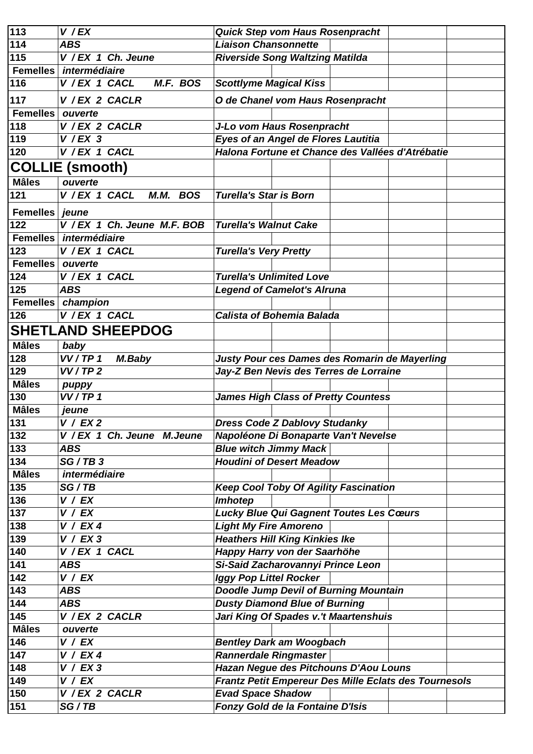| | | | | | |
|---|---|---|---|---|---|
| 113 | *V / EX* | *Quick Step vom Haus Rosenpracht* | | | |
| 114 | *ABS* | *Liaison Chansonnette* | | | |
| 115 | *V / EX 1 Ch. Jeune* | *Riverside Song Waltzing Matilda* | | | |
| **Femelles** | *intermédiaire* | | | | |
| 116 | *V / EX 1 CACL M.F. BOS* | *Scottlyme Magical Kiss* | | | |
| 117 | *V / EX 2 CACLR* | *O de Chanel vom Haus Rosenpracht* | | | |
| **Femelles** | *ouverte* | | | | |
| 118 | *V / EX 2 CACLR* | *J-Lo vom Haus Rosenpracht* | | | |
| 119 | *V / EX 3* | *Eyes of an Angel de Flores Lautitia* | | | |
| 120 | *V / EX 1 CACL* | *Halona Fortune et Chance des Vallées d'Atrébatie* | | | |
| **COLLIE (smooth)** | | | | | |
| **Mâles** | *ouverte* | | | | |
| 121 | *V / EX 1 CACL M.M. BOS* | *Turella's Star is Born* | | | |
| **Femelles** | *jeune* | | | | |
| 122 | *V / EX 1 Ch. Jeune M.F. BOB* | *Turella's Walnut Cake* | | | |
| **Femelles** | *intermédiaire* | | | | |
| 123 | *V / EX 1 CACL* | *Turella's Very Pretty* | | | |
| **Femelles** | *ouverte* | | | | |
| 124 | *V / EX 1 CACL* | *Turella's Unlimited Love* | | | |
| 125 | *ABS* | *Legend of Camelot's Alruna* | | | |
| **Femelles** | *champion* | | | | |
| 126 | *V / EX 1 CACL* | *Calista of Bohemia Balada* | | | |
| **SHETLAND SHEEPDOG** | | | | | |
| **Mâles** | *baby* | | | | |
| 128 | *VV / TP 1 M.Baby* | *Justy Pour ces Dames des Romarin de Mayerling* | | | |
| 129 | *VV / TP 2* | *Jay-Z Ben Nevis des Terres de Lorraine* | | | |
| **Mâles** | *puppy* | | | | |
| 130 | *VV / TP 1* | *James High Class of Pretty Countess* | | | |
| **Mâles** | *jeune* | | | | |
| 131 | *V / EX 2* | *Dress Code Z Dablovy Studanky* | | | |
| 132 | *V / EX 1 Ch. Jeune M.Jeune* | *Napoléone Di Bonaparte Van't Nevelse* | | | |
| 133 | *ABS* | *Blue witch Jimmy Mack* | | | |
| 134 | *SG / TB 3* | *Houdini of Desert Meadow* | | | |
| **Mâles** | *intermédiaire* | | | | |
| 135 | *SG / TB* | *Keep Cool Toby Of Agility Fascination* | | | |
| 136 | *V / EX* | *Imhotep* | | | |
| 137 | *V / EX* | *Lucky Blue Qui Gagnent Toutes Les Cœurs* | | | |
| 138 | *V / EX 4* | *Light My Fire Amoreno* | | | |
| 139 | *V / EX 3* | *Heathers Hill King Kinkies Ike* | | | |
| 140 | *V / EX 1 CACL* | *Happy Harry von der Saarhöhe* | | | |
| 141 | *ABS* | *Si-Said Zacharovannyi Prince Leon* | | | |
| 142 | *V / EX* | *Iggy Pop Littel Rocker* | | | |
| 143 | *ABS* | *Doodle Jump Devil of Burning Mountain* | | | |
| 144 | *ABS* | *Dusty Diamond Blue of Burning* | | | |
| 145 | *V / EX 2 CACLR* | *Jari King Of Spades v.'t Maartenshuis* | | | |
| **Mâles** | *ouverte* | | | | |
| 146 | *V / EX* | *Bentley Dark am Woogbach* | | | |
| 147 | *V / EX 4* | *Rannerdale Ringmaster* | | | |
| 148 | *V / EX 3* | *Hazan Negue des Pitchouns D'Aou Louns* | | | |
| 149 | *V / EX* | *Frantz Petit Empereur Des Mille Eclats des Tournesols* | | | |
| 150 | *V / EX 2 CACLR* | *Evad Space Shadow* | | | |
| 151 | *SG / TB* | *Fonzy Gold de la Fontaine D'Isis* | | | |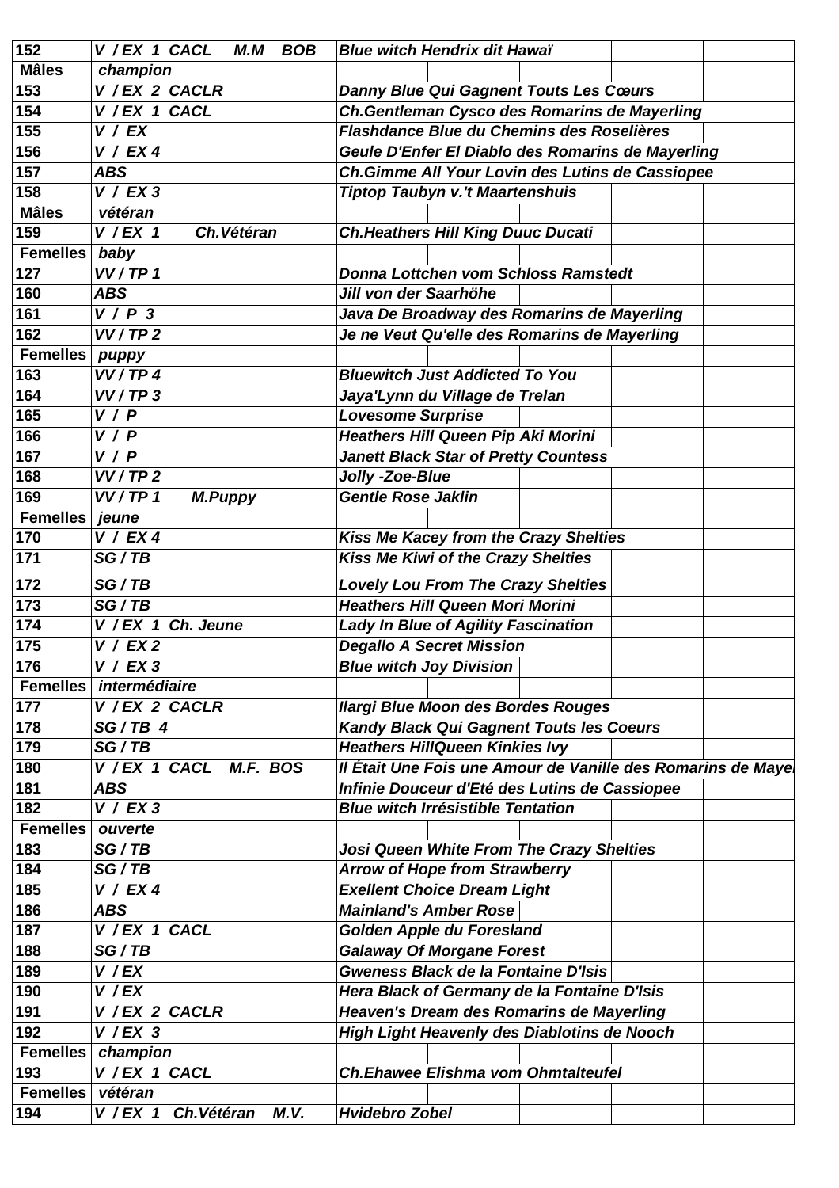| | | | | | | |
|---|---|---|---|---|---|---|
| 152 | V / EX 1 CACL M.M BOB | Blue witch Hendrix dit Hawaï | | | | |
| Mâles | champion | | | | | |
| 153 | V / EX 2 CACLR | Danny Blue Qui Gagnent Touts Les Cœurs | | | | |
| 154 | V / EX 1 CACL | Ch.Gentleman Cysco des Romarins de Mayerling | | | | |
| 155 | V / EX | Flashdance Blue du Chemins des Roselières | | | | |
| 156 | V / EX 4 | Geule D'Enfer El Diablo des Romarins de Mayerling | | | | |
| 157 | ABS | Ch.Gimme All Your Lovin des Lutins de Cassiopee | | | | |
| 158 | V / EX 3 | Tiptop Taubyn v.'t Maartenshuis | | | | |
| Mâles | vétéran | | | | | |
| 159 | V / EX 1 Ch.Vétéran | Ch.Heathers Hill King Duuc Ducati | | | | |
| Femelles | baby | | | | | |
| 127 | VV / TP 1 | Donna Lottchen vom Schloss Ramstedt | | | | |
| 160 | ABS | Jill von der Saarhöhe | | | | |
| 161 | V / P 3 | Java De Broadway des Romarins de Mayerling | | | | |
| 162 | VV / TP 2 | Je ne Veut Qu'elle des Romarins de Mayerling | | | | |
| Femelles | puppy | | | | | |
| 163 | VV / TP 4 | Bluewitch Just Addicted To You | | | | |
| 164 | VV / TP 3 | Jaya'Lynn du Village de Trelan | | | | |
| 165 | V / P | Lovesome Surprise | | | | |
| 166 | V / P | Heathers Hill Queen Pip Aki Morini | | | | |
| 167 | V / P | Janett Black Star of Pretty Countess | | | | |
| 168 | VV / TP 2 | Jolly -Zoe-Blue | | | | |
| 169 | VV / TP 1 M.Puppy | Gentle Rose Jaklin | | | | |
| Femelles | jeune | | | | | |
| 170 | V / EX 4 | Kiss Me Kacey from the Crazy Shelties | | | | |
| 171 | SG / TB | Kiss Me Kiwi of the Crazy Shelties | | | | |
| 172 | SG / TB | Lovely Lou From The Crazy Shelties | | | | |
| 173 | SG / TB | Heathers Hill Queen Mori Morini | | | | |
| 174 | V / EX 1 Ch. Jeune | Lady In Blue of Agility Fascination | | | | |
| 175 | V / EX 2 | Degallo A Secret Mission | | | | |
| 176 | V / EX 3 | Blue witch Joy Division | | | | |
| Femelles | intermédiaire | | | | | |
| 177 | V / EX 2 CACLR | Ilargi Blue Moon des Bordes Rouges | | | | |
| 178 | SG / TB 4 | Kandy Black Qui Gagnent Touts les Coeurs | | | | |
| 179 | SG / TB | Heathers HillQueen Kinkies Ivy | | | | |
| 180 | V / EX 1 CACL M.F. BOS | Il Était Une Fois une Amour de Vanille des Romarins de Maye | | | | |
| 181 | ABS | Infinie Douceur d'Eté des Lutins de Cassiopee | | | | |
| 182 | V / EX 3 | Blue witch Irrésistible Tentation | | | | |
| Femelles | ouverte | | | | | |
| 183 | SG / TB | Josi Queen White From The Crazy Shelties | | | | |
| 184 | SG / TB | Arrow of Hope from Strawberry | | | | |
| 185 | V / EX 4 | Exellent Choice Dream Light | | | | |
| 186 | ABS | Mainland's Amber Rose | | | | |
| 187 | V / EX 1 CACL | Golden Apple du Foresland | | | | |
| 188 | SG / TB | Galaway Of Morgane Forest | | | | |
| 189 | V / EX | Gweness Black de la Fontaine D'Isis | | | | |
| 190 | V / EX | Hera Black of Germany de la Fontaine D'Isis | | | | |
| 191 | V / EX 2 CACLR | Heaven's Dream des Romarins de Mayerling | | | | |
| 192 | V / EX 3 | High Light Heavenly des Diablotins de Nooch | | | | |
| Femelles | champion | | | | | |
| 193 | V / EX 1 CACL | Ch.Ehawee Elishma vom Ohmtalteufel | | | | |
| Femelles | vétéran | | | | | |
| 194 | V / EX 1 Ch.Vétéran M.V. | Hvidebro Zobel | | | | |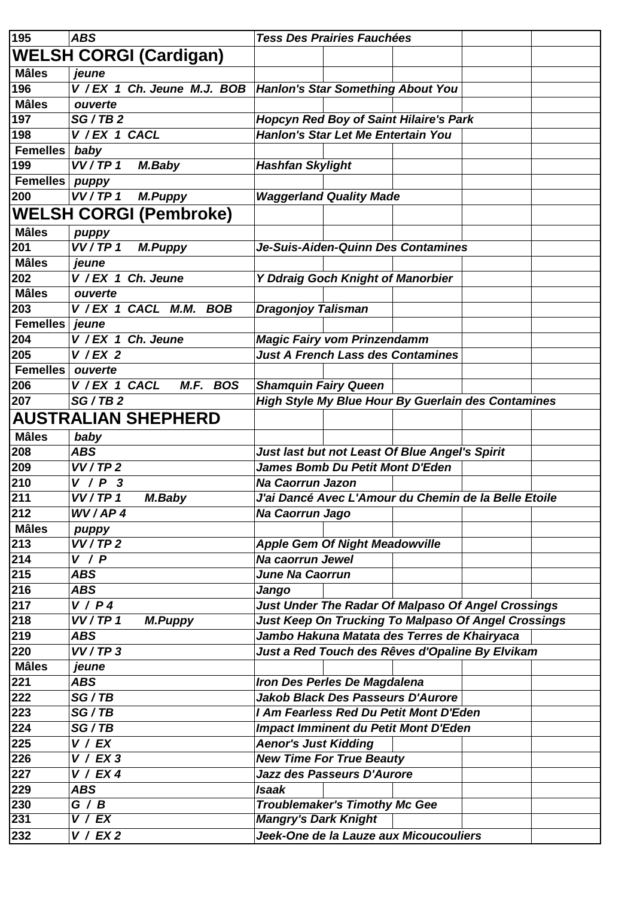| | | | | | | |
|---|---|---|---|---|---|---|
| 195 | ABS | Tess Des Prairies Fauchées | | | | |
| **WELSH CORGI (Cardigan)** | | | | | | |
| Mâles | jeune | | | | | |
| 196 | V / EX 1 Ch. Jeune M.J. BOB | Hanlon's Star Something About You | | | | |
| Mâles | ouverte | | | | | |
| 197 | SG / TB 2 | Hopcyn Red Boy of Saint Hilaire's Park | | | | |
| 198 | V / EX 1 CACL | Hanlon's Star Let Me Entertain You | | | | |
| Femelles | baby | | | | | |
| 199 | VV / TP 1 M.Baby | Hashfan Skylight | | | | |
| Femelles | puppy | | | | | |
| 200 | VV / TP 1 M.Puppy | Waggerland Quality Made | | | | |
| **WELSH CORGI (Pembroke)** | | | | | | |
| Mâles | puppy | | | | | |
| 201 | VV / TP 1 M.Puppy | Je-Suis-Aiden-Quinn Des Contamines | | | | |
| Mâles | jeune | | | | | |
| 202 | V / EX 1 Ch. Jeune | Y Ddraig Goch Knight of Manorbier | | | | |
| Mâles | ouverte | | | | | |
| 203 | V / EX 1 CACL M.M. BOB | Dragonjoy Talisman | | | | |
| Femelles | jeune | | | | | |
| 204 | V / EX 1 Ch. Jeune | Magic Fairy vom Prinzendamm | | | | |
| 205 | V / EX 2 | Just A French Lass des Contamines | | | | |
| Femelles | ouverte | | | | | |
| 206 | V / EX 1 CACL M.F. BOS | Shamquin Fairy Queen | | | | |
| 207 | SG / TB 2 | High Style My Blue Hour By Guerlain des Contamines | | | | |
| **AUSTRALIAN SHEPHERD** | | | | | | |
| Mâles | baby | | | | | |
| 208 | ABS | Just last but not Least Of Blue Angel's Spirit | | | | |
| 209 | VV / TP 2 | James Bomb Du Petit Mont D'Eden | | | | |
| 210 | V / P 3 | Na Caorrun Jazon | | | | |
| 211 | VV / TP 1 M.Baby | J'ai Dancé Avec L'Amour du Chemin de la Belle Etoile | | | | |
| 212 | WV / AP 4 | Na Caorrun Jago | | | | |
| Mâles | puppy | | | | | |
| 213 | VV / TP 2 | Apple Gem Of Night Meadowville | | | | |
| 214 | V / P | Na caorrun Jewel | | | | |
| 215 | ABS | June Na Caorrun | | | | |
| 216 | ABS | Jango | | | | |
| 217 | V / P 4 | Just Under The Radar Of Malpaso Of Angel Crossings | | | | |
| 218 | VV / TP 1 M.Puppy | Just Keep On Trucking To Malpaso Of Angel Crossings | | | | |
| 219 | ABS | Jambo Hakuna Matata des Terres de Khairyaca | | | | |
| 220 | VV / TP 3 | Just a Red Touch des Rêves d'Opaline By Elvikam | | | | |
| Mâles | jeune | | | | | |
| 221 | ABS | Iron Des Perles De Magdalena | | | | |
| 222 | SG / TB | Jakob Black Des Passeurs D'Aurore | | | | |
| 223 | SG / TB | I Am Fearless Red Du Petit Mont D'Eden | | | | |
| 224 | SG / TB | Impact Imminent du Petit Mont D'Eden | | | | |
| 225 | V / EX | Aenor's Just Kidding | | | | |
| 226 | V / EX 3 | New Time For True Beauty | | | | |
| 227 | V / EX 4 | Jazz des Passeurs D'Aurore | | | | |
| 229 | ABS | Isaak | | | | |
| 230 | G / B | Troublemaker's Timothy Mc Gee | | | | |
| 231 | V / EX | Mangry's Dark Knight | | | | |
| 232 | V / EX 2 | Jeek-One de la Lauze aux Micoucouliers | | | | |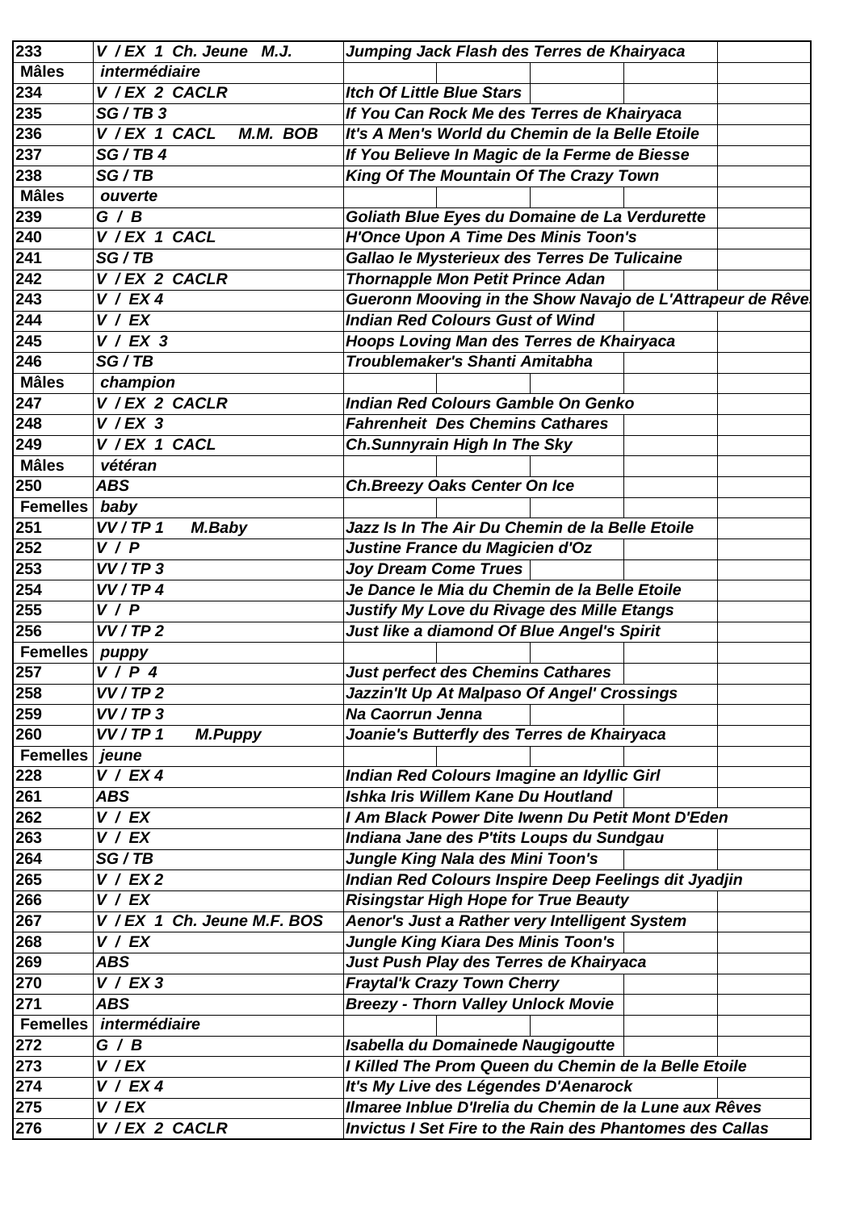| | | | | | | |
|---|---|---|---|---|---|---|
| 233 | V / EX 1 Ch. Jeune M.J. | Jumping Jack Flash des Terres de Khairyaca | | | | |
| Mâles | intermédiaire | | | | | |
| 234 | V / EX 2 CACLR | Itch Of Little Blue Stars | | | | |
| 235 | SG / TB 3 | If You Can Rock Me des Terres de Khairyaca | | | | |
| 236 | V / EX 1 CACL M.M. BOB | It's A Men's World du Chemin de la Belle Etoile | | | | |
| 237 | SG / TB 4 | If You Believe In Magic de la Ferme de Biesse | | | | |
| 238 | SG / TB | King Of The Mountain Of The Crazy Town | | | | |
| Mâles | ouverte | | | | | |
| 239 | G / B | Goliath Blue Eyes du Domaine de La Verdurette | | | | |
| 240 | V / EX 1 CACL | H'Once Upon A Time Des Minis Toon's | | | | |
| 241 | SG / TB | Gallao le Mysterieux des Terres De Tulicaine | | | | |
| 242 | V / EX 2 CACLR | Thornapple Mon Petit Prince Adan | | | | |
| 243 | V / EX 4 | Gueronn Mooving in the Show Navajo de L'Attrapeur de Rêve | | | | |
| 244 | V / EX | Indian Red Colours Gust of Wind | | | | |
| 245 | V / EX 3 | Hoops Loving Man des Terres de Khairyaca | | | | |
| 246 | SG / TB | Troublemaker's Shanti Amitabha | | | | |
| Mâles | champion | | | | | |
| 247 | V / EX 2 CACLR | Indian Red Colours Gamble On Genko | | | | |
| 248 | V / EX 3 | Fahrenheit Des Chemins Cathares | | | | |
| 249 | V / EX 1 CACL | Ch.Sunnyrain High In The Sky | | | | |
| Mâles | vétéran | | | | | |
| 250 | ABS | Ch.Breezy Oaks Center On Ice | | | | |
| Femelles | baby | | | | | |
| 251 | VV / TP 1 M.Baby | Jazz Is In The Air Du Chemin de la Belle Etoile | | | | |
| 252 | V / P | Justine France du Magicien d'Oz | | | | |
| 253 | VV / TP 3 | Joy Dream Come Trues | | | | |
| 254 | VV / TP 4 | Je Dance le Mia du Chemin de la Belle Etoile | | | | |
| 255 | V / P | Justify My Love du Rivage des Mille Etangs | | | | |
| 256 | VV / TP 2 | Just like a diamond Of Blue Angel's Spirit | | | | |
| Femelles | puppy | | | | | |
| 257 | V / P 4 | Just perfect des Chemins Cathares | | | | |
| 258 | VV / TP 2 | Jazzin'It Up At Malpaso Of Angel' Crossings | | | | |
| 259 | VV / TP 3 | Na Caorrun Jenna | | | | |
| 260 | VV / TP 1 M.Puppy | Joanie's Butterfly des Terres de Khairyaca | | | | |
| Femelles | jeune | | | | | |
| 228 | V / EX 4 | Indian Red Colours Imagine an Idyllic Girl | | | | |
| 261 | ABS | Ishka Iris Willem Kane Du Houtland | | | | |
| 262 | V / EX | I Am Black Power Dite Iwenn Du Petit Mont D'Eden | | | | |
| 263 | V / EX | Indiana Jane des P'tits Loups du Sundgau | | | | |
| 264 | SG / TB | Jungle King Nala des Mini Toon's | | | | |
| 265 | V / EX 2 | Indian Red Colours Inspire Deep Feelings dit Jyadjin | | | | |
| 266 | V / EX | Risingstar High Hope for True Beauty | | | | |
| 267 | V / EX 1 Ch. Jeune M.F. BOS | Aenor's Just a Rather very Intelligent System | | | | |
| 268 | V / EX | Jungle King Kiara Des Minis Toon's | | | | |
| 269 | ABS | Just Push Play des Terres de Khairyaca | | | | |
| 270 | V / EX 3 | Fraytal'k Crazy Town Cherry | | | | |
| 271 | ABS | Breezy - Thorn Valley Unlock Movie | | | | |
| Femelles | intermédiaire | | | | | |
| 272 | G / B | Isabella du Domainede Naugigoutte | | | | |
| 273 | V / EX | I Killed The Prom Queen du Chemin de la Belle Etoile | | | | |
| 274 | V / EX 4 | It's My Live des Légendes D'Aenarock | | | | |
| 275 | V / EX | Ilmaree Inblue D'Irelia du Chemin de la Lune aux Rêves | | | | |
| 276 | V / EX 2 CACLR | Invictus I Set Fire to the Rain des Phantomes des Callas | | | | |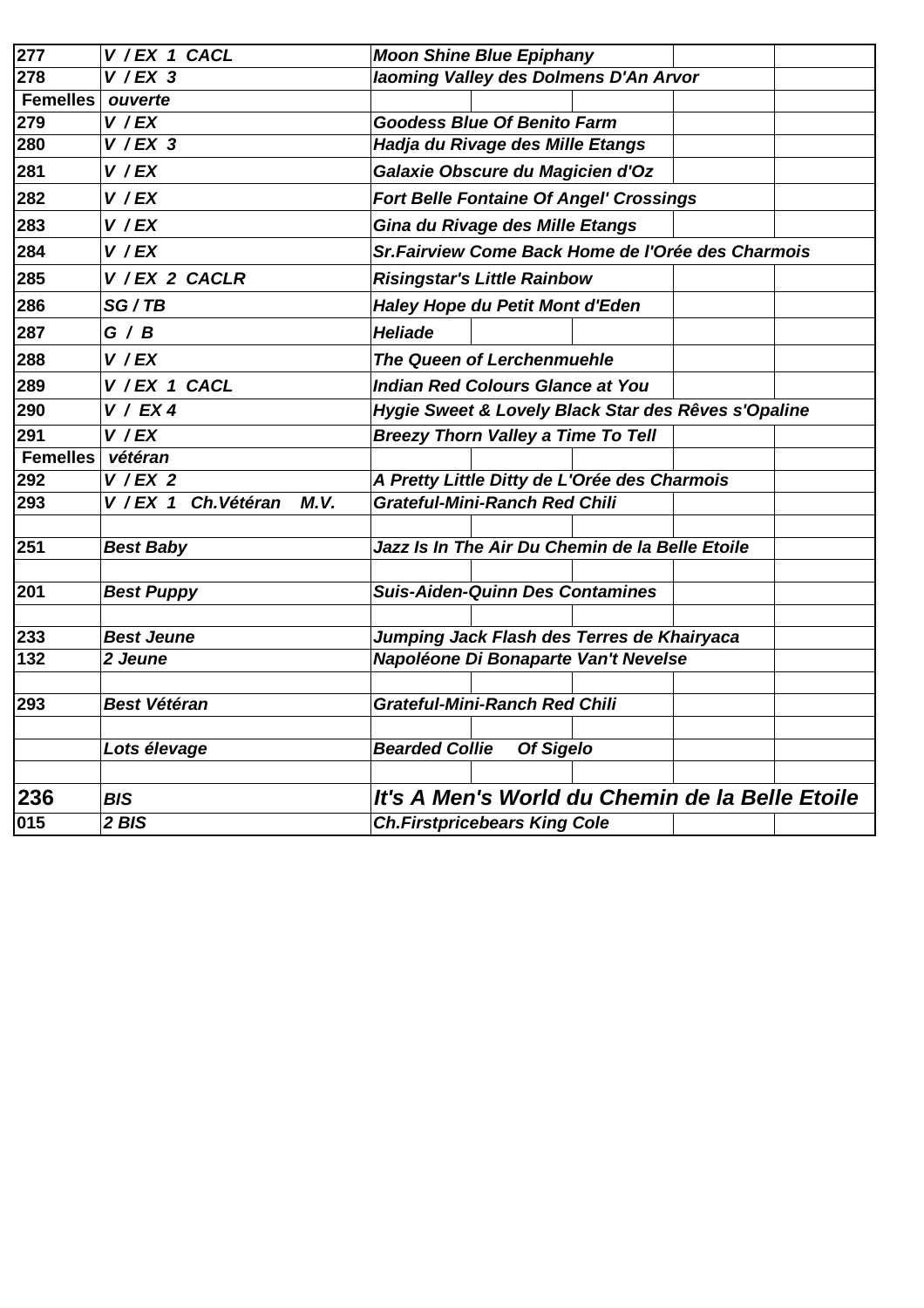| | | | | | | |
|---|---|---|---|---|---|---|
| 277 | V / EX 1 CACL | Moon Shine Blue Epiphany | | | | |
| 278 | V / EX 3 | Iaoming Valley des Dolmens D'An Arvor | | | | |
| Femelles | ouverte | | | | | |
| 279 | V / EX | Goodess Blue Of Benito Farm | | | | |
| 280 | V / EX 3 | Hadja du Rivage des Mille Etangs | | | | |
| 281 | V / EX | Galaxie Obscure du Magicien d'Oz | | | | |
| 282 | V / EX | Fort Belle Fontaine Of Angel' Crossings | | | | |
| 283 | V / EX | Gina du Rivage des Mille Etangs | | | | |
| 284 | V / EX | Sr.Fairview Come Back Home de l'Orée des Charmois | | | | |
| 285 | V / EX 2 CACLR | Risingstar's Little Rainbow | | | | |
| 286 | SG / TB | Haley Hope du Petit Mont d'Eden | | | | |
| 287 | G / B | Heliade | | | | |
| 288 | V / EX | The Queen of Lerchenmuehle | | | | |
| 289 | V / EX 1 CACL | Indian Red Colours Glance at You | | | | |
| 290 | V / EX 4 | Hygie Sweet & Lovely Black Star des Rêves s'Opaline | | | | |
| 291 | V / EX | Breezy Thorn Valley a Time To Tell | | | | |
| Femelles | vétéran | | | | | |
| 292 | V / EX 2 | A Pretty Little Ditty de L'Orée des Charmois | | | | |
| 293 | V / EX 1 Ch.Vétéran M.V. | Grateful-Mini-Ranch Red Chili | | | | |
| | | | | | | |
| 251 | Best Baby | Jazz Is In The Air Du Chemin de la Belle Etoile | | | | |
| | | | | | | |
| 201 | Best Puppy | Suis-Aiden-Quinn Des Contamines | | | | |
| | | | | | | |
| 233 | Best Jeune | Jumping Jack Flash des Terres de Khairyaca | | | | |
| 132 | 2 Jeune | Napoléone Di Bonaparte Van't Nevelse | | | | |
| | | | | | | |
| 293 | Best Vétéran | Grateful-Mini-Ranch Red Chili | | | | |
| | | | | | | |
| | Lots élevage | Bearded Collie | Of Sigelo | | | |
| | | | | | | |
| 236 | BIS | It's A Men's World du Chemin de la Belle Etoile | | | | |
| 015 | 2 BIS | Ch.Firstpricebears King Cole | | | | |